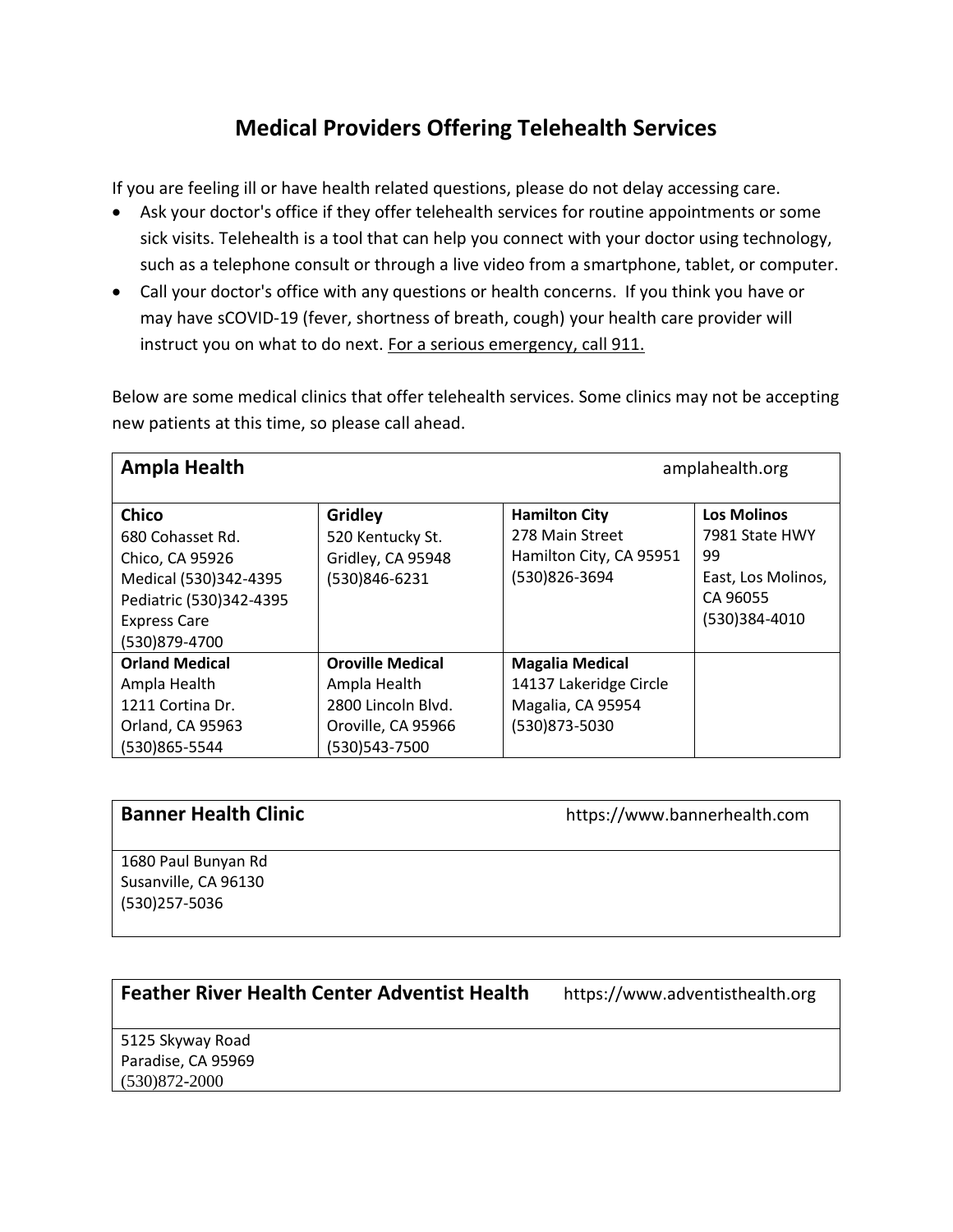# Medical Providers Offering Telehealth Services

If you are feeling ill or have health related questions, please do not delay accessing care.

- Ask your doctor's office if they offer telehealth services for routine appointments or some sick visits. Telehealth is a tool that can help you connect with your doctor using technology, such as a telephone consult or through a live video from a smartphone, tablet, or computer.
- Call your doctor's office with any questions or health concerns. If you think you have or may have sCOVID-19 (fever, shortness of breath, cough) your health care provider will instruct you on what to do next. <u>For a serious emergency, call 911.</u>

Below are some medical clinics that offer telehealth services. Some clinics may not be accepting new patients at this time, so please call ahead.

| **Ampla Health** | | amplahealth.org | |
|---|---|---|---|
| **Chico**<br>680 Cohasset Rd.<br>Chico, CA 95926<br>Medical (530)342-4395<br>Pediatric (530)342-4395<br>Express Care<br>(530)879-4700 | **Gridley**<br>520 Kentucky St.<br>Gridley, CA 95948<br>(530)846-6231 | **Hamilton City**<br>278 Main Street<br>Hamilton City, CA 95951<br>(530)826-3694 | **Los Molinos**<br>7981 State HWY 99<br>East, Los Molinos, CA 96055<br>(530)384-4010 |
| **Orland Medical**<br>Ampla Health<br>1211 Cortina Dr.<br>Orland, CA 95963<br>(530)865-5544 | **Oroville Medical**<br>Ampla Health<br>2800 Lincoln Blvd.<br>Oroville, CA 95966<br>(530)543-7500 | **Magalia Medical**<br>14137 Lakeridge Circle<br>Magalia, CA 95954<br>(530)873-5030 | |

| **Banner Health Clinic** | https://www.bannerhealth.com |
|---|---|
| 1680 Paul Bunyan Rd<br>Susanville, CA 96130<br>(530)257-5036 | |

| **Feather River Health Center Adventist Health** | https://www.adventisthealth.org |
|---|---|
| 5125 Skyway Road<br>Paradise, CA 95969<br>(530)872-2000 | |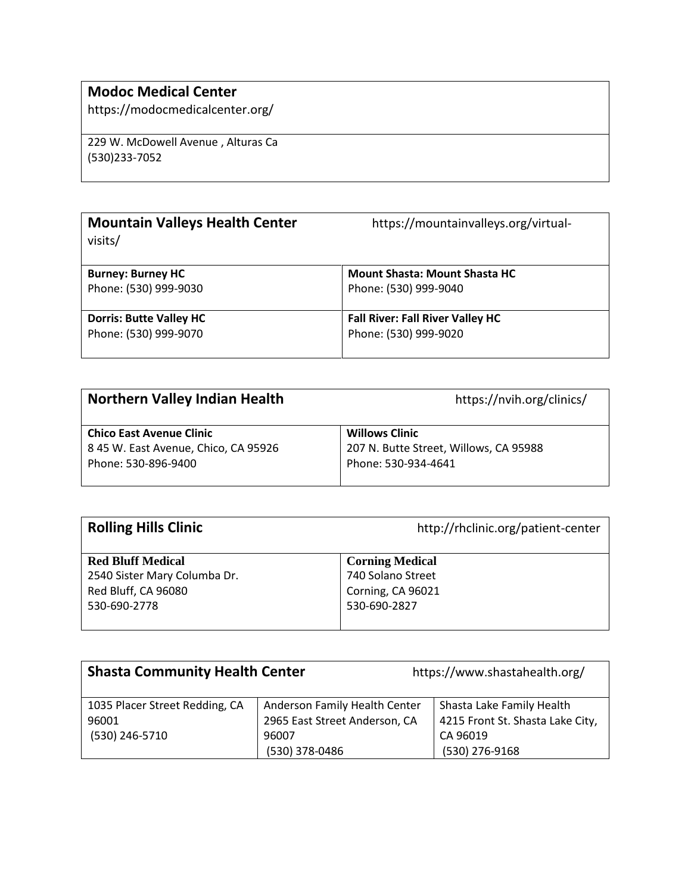| **Modoc Medical Center**<br>https://modocmedicalcenter.org/ |
|---|
| 229 W. McDowell Avenue , Alturas Ca<br>(530)233-7052 |

| **Mountain Valleys Health Center** https://mountainvalleys.org/virtual-visits/ | |
|---|---|
| **Burney: Burney HC**<br>Phone: (530) 999-9030 | **Mount Shasta: Mount Shasta HC**<br>Phone: (530) 999-9040 |
| **Dorris: Butte Valley HC**<br>Phone: (530) 999-9070 | **Fall River: Fall River Valley HC**<br>Phone: (530) 999-9020 |

| **Northern Valley Indian Health** | https://nvih.org/clinics/ |
|---|---|
| **Chico East Avenue Clinic**<br>8 45 W. East Avenue, Chico, CA 95926<br>Phone: 530-896-9400 | **Willows Clinic**<br>207 N. Butte Street, Willows, CA 95988<br>Phone: 530-934-4641 |

| **Rolling Hills Clinic** | http://rhclinic.org/patient-center |
|---|---|
| **Red Bluff Medical**<br>2540 Sister Mary Columba Dr.<br>Red Bluff, CA 96080<br>530-690-2778 | **Corning Medical**<br>740 Solano Street<br>Corning, CA 96021<br>530-690-2827 |

| **Shasta Community Health Center** | https://www.shastahealth.org/ | |
|---|---|---|
| 1035 Placer Street Redding, CA 96001<br>(530) 246-5710 | Anderson Family Health Center<br>2965 East Street Anderson, CA 96007<br>(530) 378-0486 | Shasta Lake Family Health<br>4215 Front St. Shasta Lake City, CA 96019<br>(530) 276-9168 |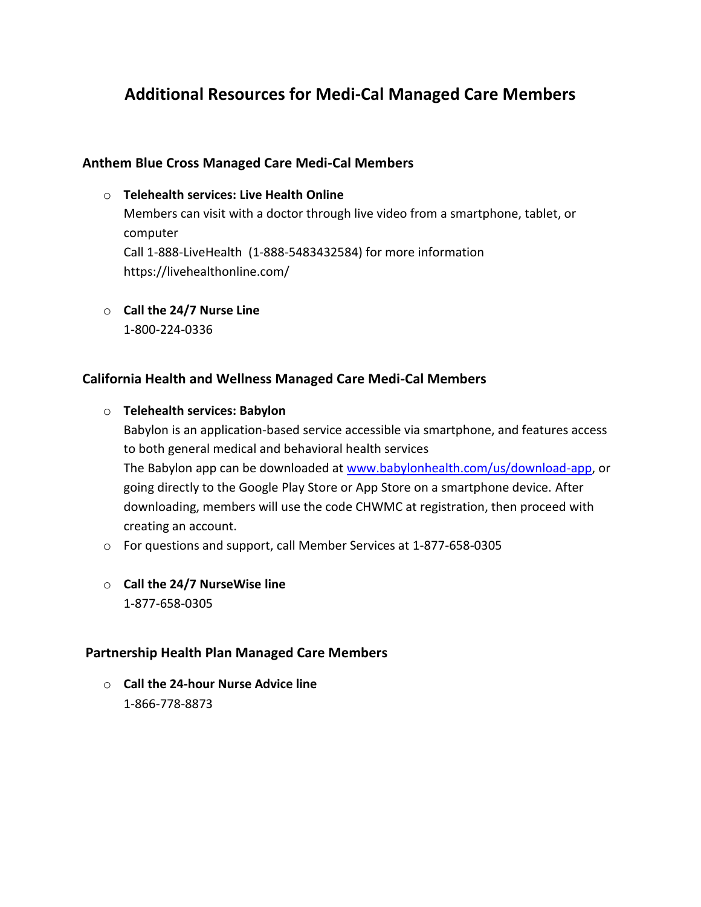# Additional Resources for Medi-Cal Managed Care Members

## Anthem Blue Cross Managed Care Medi-Cal Members

- **Telehealth services: Live Health Online**
  Members can visit with a doctor through live video from a smartphone, tablet, or computer
  Call 1-888-LiveHealth (1-888-5483432584) for more information
  https://livehealthonline.com/

- **Call the 24/7 Nurse Line**
  1-800-224-0336

## California Health and Wellness Managed Care Medi-Cal Members

- **Telehealth services: Babylon**
  Babylon is an application-based service accessible via smartphone, and features access to both general medical and behavioral health services
  The Babylon app can be downloaded at [www.babylonhealth.com/us/download-app](www.babylonhealth.com/us/download-app), or going directly to the Google Play Store or App Store on a smartphone device. After downloading, members will use the code CHWMC at registration, then proceed with creating an account.
- For questions and support, call Member Services at 1-877-658-0305

- **Call the 24/7 NurseWise line**
  1-877-658-0305

## Partnership Health Plan Managed Care Members

- **Call the 24-hour Nurse Advice line**
  1-866-778-8873